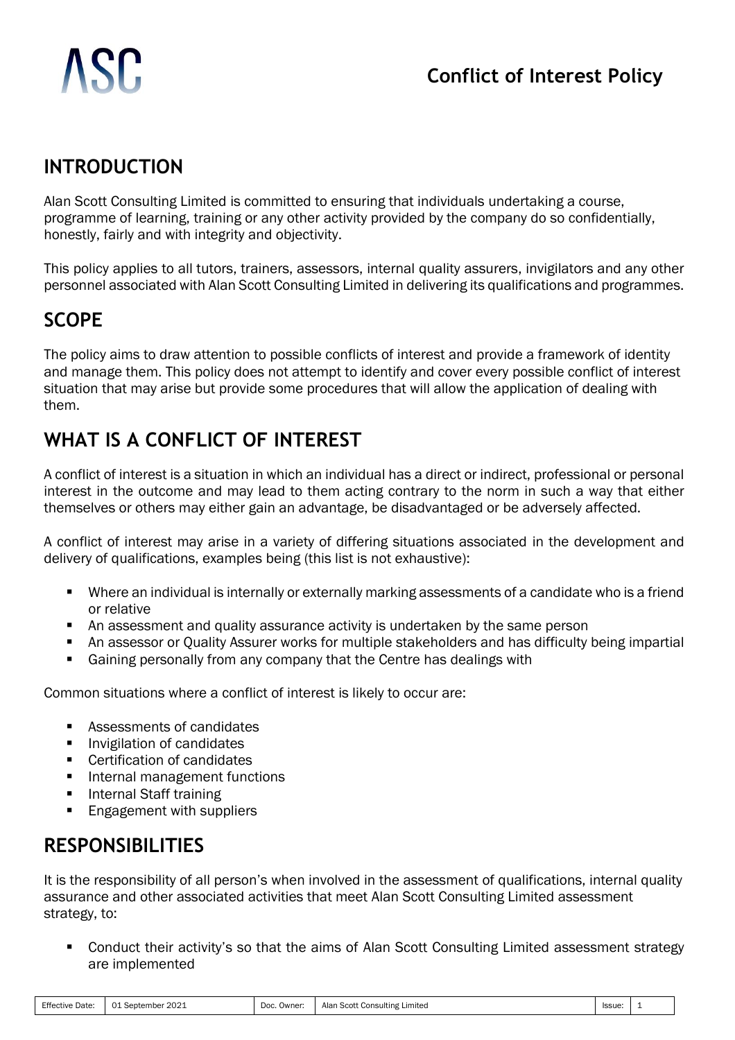# ASC

## Conflict of Interest Policy

## INTRODUCTION

Alan Scott Consulting Limited is committed to ensuring that individuals undertaking a course, programme of learning, training or any other activity provided by the company do so confidentially, honestly, fairly and with integrity and objectivity.

This policy applies to all tutors, trainers, assessors, internal quality assurers, invigilators and any other personnel associated with Alan Scott Consulting Limited in delivering its qualifications and programmes.

## SCOPE

The policy aims to draw attention to possible conflicts of interest and provide a framework of identity and manage them. This policy does not attempt to identify and cover every possible conflict of interest situation that may arise but provide some procedures that will allow the application of dealing with them.

## WHAT IS A CONFLICT OF INTEREST

A conflict of interest is a situation in which an individual has a direct or indirect, professional or personal interest in the outcome and may lead to them acting contrary to the norm in such a way that either themselves or others may either gain an advantage, be disadvantaged or be adversely affected.

A conflict of interest may arise in a variety of differing situations associated in the development and delivery of qualifications, examples being (this list is not exhaustive):

- Where an individual is internally or externally marking assessments of a candidate who is a friend or relative
- An assessment and quality assurance activity is undertaken by the same person
- An assessor or Quality Assurer works for multiple stakeholders and has difficulty being impartial
- Gaining personally from any company that the Centre has dealings with

Common situations where a conflict of interest is likely to occur are:

- Assessments of candidates
- Invigilation of candidates
- Certification of candidates
- Internal management functions
- Internal Staff training
- Engagement with suppliers

## RESPONSIBILITIES

It is the responsibility of all person's when involved in the assessment of qualifications, internal quality assurance and other associated activities that meet Alan Scott Consulting Limited assessment strategy, to:

- Conduct their activity's so that the aims of Alan Scott Consulting Limited assessment strategy are implemented

| Effective Date: | 01 September 2021 | Doc. Owner: | Alan Scott Consulting Limited | Issue: | 1 |
|---|---|---|---|---|---|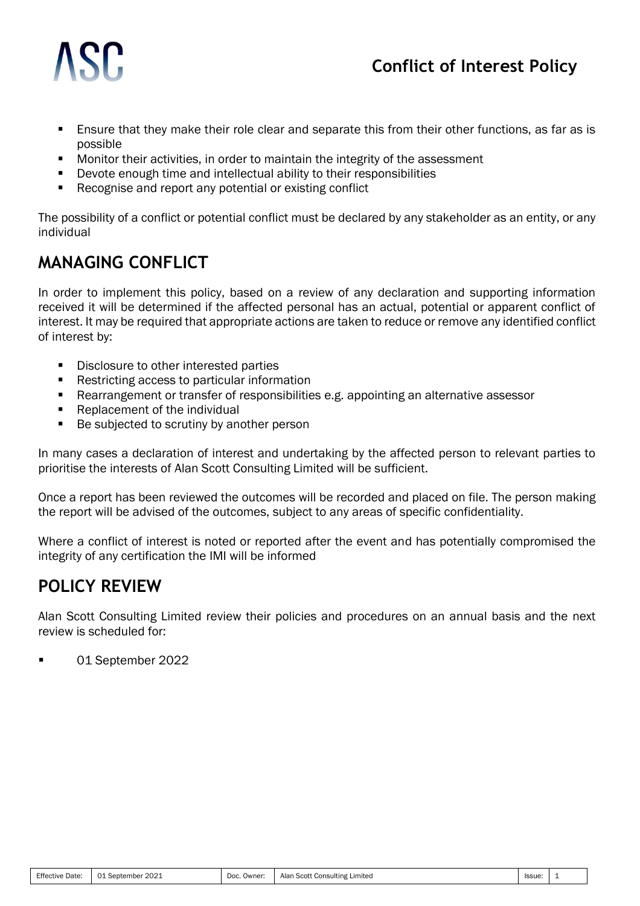- Ensure that they make their role clear and separate this from their other functions, as far as is possible
- Monitor their activities, in order to maintain the integrity of the assessment
- Devote enough time and intellectual ability to their responsibilities
- Recognise and report any potential or existing conflict

The possibility of a conflict or potential conflict must be declared by any stakeholder as an entity, or any individual

## MANAGING CONFLICT

In order to implement this policy, based on a review of any declaration and supporting information received it will be determined if the affected personal has an actual, potential or apparent conflict of interest. It may be required that appropriate actions are taken to reduce or remove any identified conflict of interest by:

- Disclosure to other interested parties
- Restricting access to particular information
- Rearrangement or transfer of responsibilities e.g. appointing an alternative assessor
- Replacement of the individual
- Be subjected to scrutiny by another person

In many cases a declaration of interest and undertaking by the affected person to relevant parties to prioritise the interests of Alan Scott Consulting Limited will be sufficient.

Once a report has been reviewed the outcomes will be recorded and placed on file. The person making the report will be advised of the outcomes, subject to any areas of specific confidentiality.

Where a conflict of interest is noted or reported after the event and has potentially compromised the integrity of any certification the IMI will be informed

## POLICY REVIEW

Alan Scott Consulting Limited review their policies and procedures on an annual basis and the next review is scheduled for:

- 01 September 2022